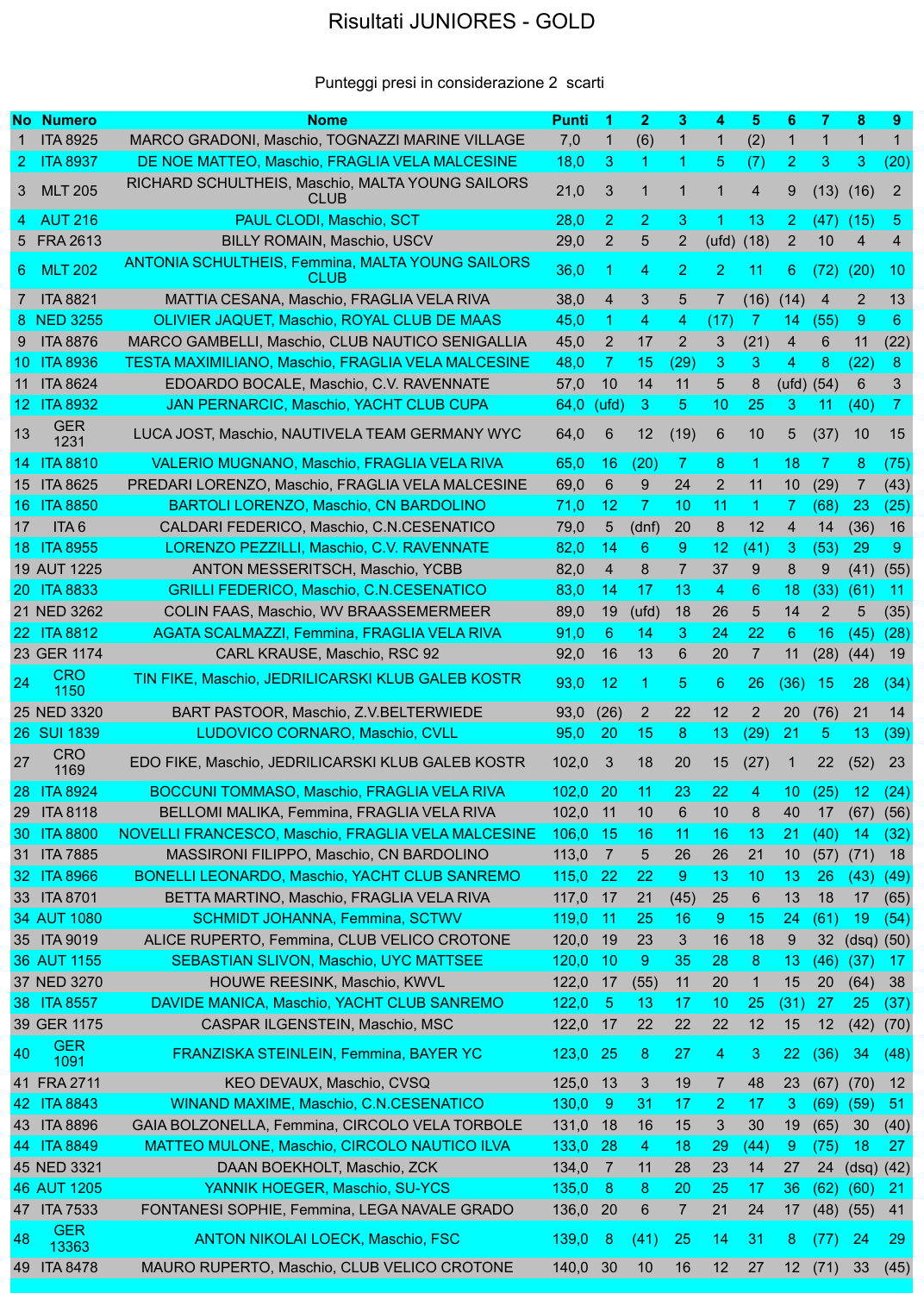# Risultati JUNIORES - GOLD

Punteggi presi in considerazione 2 scarti

| No | Numero | Nome | Punti | 1 | 2 | 3 | 4 | 5 | 6 | 7 | 8 | 9 |
|---|---|---|---|---|---|---|---|---|---|---|---|---|
| 1 | ITA 8925 | MARCO GRADONI, Maschio, TOGNAZZI MARINE VILLAGE | 7,0 | 1 | (6) | 1 | 1 | (2) | 1 | 1 | 1 | 1 |
| 2 | ITA 8937 | DE NOE MATTEO, Maschio, FRAGLIA VELA MALCESINE | 18,0 | 3 | 1 | 1 | 5 | (7) | 2 | 3 | 3 | (20) |
| 3 | MLT 205 | RICHARD SCHULTHEIS, Maschio, MALTA YOUNG SAILORS CLUB | 21,0 | 3 | 1 | 1 | 1 | 4 | 9 | (13) | (16) | 2 |
| 4 | AUT 216 | PAUL CLODI, Maschio, SCT | 28,0 | 2 | 2 | 3 | 1 | 13 | 2 | (47) | (15) | 5 |
| 5 | FRA 2613 | BILLY ROMAIN, Maschio, USCV | 29,0 | 2 | 5 | 2 | (ufd) | (18) | 2 | 10 | 4 | 4 |
| 6 | MLT 202 | ANTONIA SCHULTHEIS, Femmina, MALTA YOUNG SAILORS CLUB | 36,0 | 1 | 4 | 2 | 2 | 11 | 6 | (72) | (20) | 10 |
| 7 | ITA 8821 | MATTIA CESANA, Maschio, FRAGLIA VELA RIVA | 38,0 | 4 | 3 | 5 | 7 | (16) | (14) | 4 | 2 | 13 |
| 8 | NED 3255 | OLIVIER JAQUET, Maschio, ROYAL CLUB DE MAAS | 45,0 | 1 | 4 | 4 | (17) | 7 | 14 | (55) | 9 | 6 |
| 9 | ITA 8876 | MARCO GAMBELLI, Maschio, CLUB NAUTICO SENIGALLIA | 45,0 | 2 | 17 | 2 | 3 | (21) | 4 | 6 | 11 | (22) |
| 10 | ITA 8936 | TESTA MAXIMILIANO, Maschio, FRAGLIA VELA MALCESINE | 48,0 | 7 | 15 | (29) | 3 | 3 | 4 | 8 | (22) | 8 |
| 11 | ITA 8624 | EDOARDO BOCALE, Maschio, C.V. RAVENNATE | 57,0 | 10 | 14 | 11 | 5 | 8 | (ufd) | (54) | 6 | 3 |
| 12 | ITA 8932 | JAN PERNARCIC, Maschio, YACHT CLUB CUPA | 64,0 | (ufd) | 3 | 5 | 10 | 25 | 3 | 11 | (40) | 7 |
| 13 | GER 1231 | LUCA JOST, Maschio, NAUTIVELA TEAM GERMANY WYC | 64,0 | 6 | 12 | (19) | 6 | 10 | 5 | (37) | 10 | 15 |
| 14 | ITA 8810 | VALERIO MUGNANO, Maschio, FRAGLIA VELA RIVA | 65,0 | 16 | (20) | 7 | 8 | 1 | 18 | 7 | 8 | (75) |
| 15 | ITA 8625 | PREDARI LORENZO, Maschio, FRAGLIA VELA MALCESINE | 69,0 | 6 | 9 | 24 | 2 | 11 | 10 | (29) | 7 | (43) |
| 16 | ITA 8850 | BARTOLI LORENZO, Maschio, CN BARDOLINO | 71,0 | 12 | 7 | 10 | 11 | 1 | 7 | (68) | 23 | (25) |
| 17 | ITA 6 | CALDARI FEDERICO, Maschio, C.N.CESENATICO | 79,0 | 5 | (dnf) | 20 | 8 | 12 | 4 | 14 | (36) | 16 |
| 18 | ITA 8955 | LORENZO PEZZILLI, Maschio, C.V. RAVENNATE | 82,0 | 14 | 6 | 9 | 12 | (41) | 3 | (53) | 29 | 9 |
| 19 | AUT 1225 | ANTON MESSERITSCH, Maschio, YCBB | 82,0 | 4 | 8 | 7 | 37 | 9 | 8 | 9 | (41) | (55) |
| 20 | ITA 8833 | GRILLI FEDERICO, Maschio, C.N.CESENATICO | 83,0 | 14 | 17 | 13 | 4 | 6 | 18 | (33) | (61) | 11 |
| 21 | NED 3262 | COLIN FAAS, Maschio, WV BRAASSEMERMEER | 89,0 | 19 | (ufd) | 18 | 26 | 5 | 14 | 2 | 5 | (35) |
| 22 | ITA 8812 | AGATA SCALMAZZI, Femmina, FRAGLIA VELA RIVA | 91,0 | 6 | 14 | 3 | 24 | 22 | 6 | 16 | (45) | (28) |
| 23 | GER 1174 | CARL KRAUSE, Maschio, RSC 92 | 92,0 | 16 | 13 | 6 | 20 | 7 | 11 | (28) | (44) | 19 |
| 24 | CRO 1150 | TIN FIKE, Maschio, JEDRILICARSKI KLUB GALEB KOSTR | 93,0 | 12 | 1 | 5 | 6 | 26 | (36) | 15 | 28 | (34) |
| 25 | NED 3320 | BART PASTOOR, Maschio, Z.V.BELTERWIEDE | 93,0 | (26) | 2 | 22 | 12 | 2 | 20 | (76) | 21 | 14 |
| 26 | SUI 1839 | LUDOVICO CORNARO, Maschio, CVLL | 95,0 | 20 | 15 | 8 | 13 | (29) | 21 | 5 | 13 | (39) |
| 27 | CRO 1169 | EDO FIKE, Maschio, JEDRILICARSKI KLUB GALEB KOSTR | 102,0 | 3 | 18 | 20 | 15 | (27) | 1 | 22 | (52) | 23 |
| 28 | ITA 8924 | BOCCUNI TOMMASO, Maschio, FRAGLIA VELA RIVA | 102,0 | 20 | 11 | 23 | 22 | 4 | 10 | (25) | 12 | (24) |
| 29 | ITA 8118 | BELLOMI MALIKA, Femmina, FRAGLIA VELA RIVA | 102,0 | 11 | 10 | 6 | 10 | 8 | 40 | 17 | (67) | (56) |
| 30 | ITA 8800 | NOVELLI FRANCESCO, Maschio, FRAGLIA VELA MALCESINE | 106,0 | 15 | 16 | 11 | 16 | 13 | 21 | (40) | 14 | (32) |
| 31 | ITA 7885 | MASSIRONI FILIPPO, Maschio, CN BARDOLINO | 113,0 | 7 | 5 | 26 | 26 | 21 | 10 | (57) | (71) | 18 |
| 32 | ITA 8966 | BONELLI LEONARDO, Maschio, YACHT CLUB SANREMO | 115,0 | 22 | 22 | 9 | 13 | 10 | 13 | 26 | (43) | (49) |
| 33 | ITA 8701 | BETTA MARTINO, Maschio, FRAGLIA VELA RIVA | 117,0 | 17 | 21 | (45) | 25 | 6 | 13 | 18 | 17 | (65) |
| 34 | AUT 1080 | SCHMIDT JOHANNA, Femmina, SCTWV | 119,0 | 11 | 25 | 16 | 9 | 15 | 24 | (61) | 19 | (54) |
| 35 | ITA 9019 | ALICE RUPERTO, Femmina, CLUB VELICO CROTONE | 120,0 | 19 | 23 | 3 | 16 | 18 | 9 | 32 | (dsq) | (50) |
| 36 | AUT 1155 | SEBASTIAN SLIVON, Maschio, UYC MATTSEE | 120,0 | 10 | 9 | 35 | 28 | 8 | 13 | (46) | (37) | 17 |
| 37 | NED 3270 | HOUWE REESINK, Maschio, KWVL | 122,0 | 17 | (55) | 11 | 20 | 1 | 15 | 20 | (64) | 38 |
| 38 | ITA 8557 | DAVIDE MANICA, Maschio, YACHT CLUB SANREMO | 122,0 | 5 | 13 | 17 | 10 | 25 | (31) | 27 | 25 | (37) |
| 39 | GER 1175 | CASPAR ILGENSTEIN, Maschio, MSC | 122,0 | 17 | 22 | 22 | 22 | 12 | 15 | 12 | (42) | (70) |
| 40 | GER 1091 | FRANZISKA STEINLEIN, Femmina, BAYER YC | 123,0 | 25 | 8 | 27 | 4 | 3 | 22 | (36) | 34 | (48) |
| 41 | FRA 2711 | KEO DEVAUX, Maschio, CVSQ | 125,0 | 13 | 3 | 19 | 7 | 48 | 23 | (67) | (70) | 12 |
| 42 | ITA 8843 | WINAND MAXIME, Maschio, C.N.CESENATICO | 130,0 | 9 | 31 | 17 | 2 | 17 | 3 | (69) | (59) | 51 |
| 43 | ITA 8896 | GAIA BOLZONELLA, Femmina, CIRCOLO VELA TORBOLE | 131,0 | 18 | 16 | 15 | 3 | 30 | 19 | (65) | 30 | (40) |
| 44 | ITA 8849 | MATTEO MULONE, Maschio, CIRCOLO NAUTICO ILVA | 133,0 | 28 | 4 | 18 | 29 | (44) | 9 | (75) | 18 | 27 |
| 45 | NED 3321 | DAAN BOEKHOLT, Maschio, ZCK | 134,0 | 7 | 11 | 28 | 23 | 14 | 27 | 24 | (dsq) | (42) |
| 46 | AUT 1205 | YANNIK HOEGER, Maschio, SU-YCS | 135,0 | 8 | 8 | 20 | 25 | 17 | 36 | (62) | (60) | 21 |
| 47 | ITA 7533 | FONTANESI SOPHIE, Femmina, LEGA NAVALE GRADO | 136,0 | 20 | 6 | 7 | 21 | 24 | 17 | (48) | (55) | 41 |
| 48 | GER 13363 | ANTON NIKOLAI LOECK, Maschio, FSC | 139,0 | 8 | (41) | 25 | 14 | 31 | 8 | (77) | 24 | 29 |
| 49 | ITA 8478 | MAURO RUPERTO, Maschio, CLUB VELICO CROTONE | 140,0 | 30 | 10 | 16 | 12 | 27 | 12 | (71) | 33 | (45) |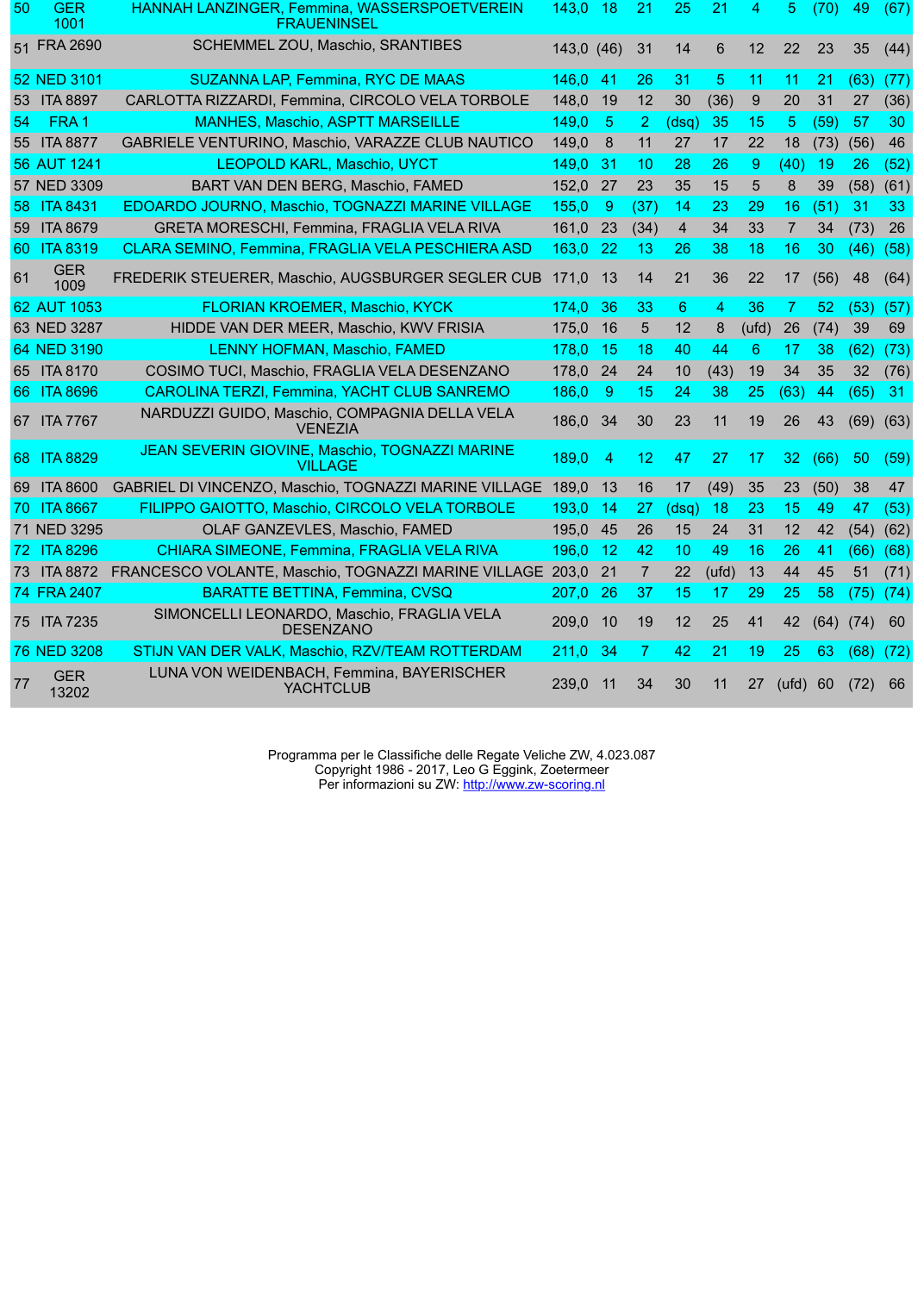| | | | | | | | | | | | | |
|---|---|---|---|---|---|---|---|---|---|---|---|---|
| 50 | GER 1001 | HANNAH LANZINGER, Femmina, WASSERSPOETVEREIN FRAUENINSEL | 143,0 | 18 | 21 | 25 | 21 | 4 | 5 | (70) | 49 | (67) |
| 51 | FRA 2690 | SCHEMMEL ZOU, Maschio, SRANTIBES | 143,0 | (46) | 31 | 14 | 6 | 12 | 22 | 23 | 35 | (44) |
| 52 | NED 3101 | SUZANNA LAP, Femmina, RYC DE MAAS | 146,0 | 41 | 26 | 31 | 5 | 11 | 11 | 21 | (63) | (77) |
| 53 | ITA 8897 | CARLOTTA RIZZARDI, Femmina, CIRCOLO VELA TORBOLE | 148,0 | 19 | 12 | 30 | (36) | 9 | 20 | 31 | 27 | (36) |
| 54 | FRA 1 | MANHES, Maschio, ASPTT MARSEILLE | 149,0 | 5 | 2 | (dsq) | 35 | 15 | 5 | (59) | 57 | 30 |
| 55 | ITA 8877 | GABRIELE VENTURINO, Maschio, VARAZZE CLUB NAUTICO | 149,0 | 8 | 11 | 27 | 17 | 22 | 18 | (73) | (56) | 46 |
| 56 | AUT 1241 | LEOPOLD KARL, Maschio, UYCT | 149,0 | 31 | 10 | 28 | 26 | 9 | (40) | 19 | 26 | (52) |
| 57 | NED 3309 | BART VAN DEN BERG, Maschio, FAMED | 152,0 | 27 | 23 | 35 | 15 | 5 | 8 | 39 | (58) | (61) |
| 58 | ITA 8431 | EDOARDO JOURNO, Maschio, TOGNAZZI MARINE VILLAGE | 155,0 | 9 | (37) | 14 | 23 | 29 | 16 | (51) | 31 | 33 |
| 59 | ITA 8679 | GRETA MORESCHI, Femmina, FRAGLIA VELA RIVA | 161,0 | 23 | (34) | 4 | 34 | 33 | 7 | 34 | (73) | 26 |
| 60 | ITA 8319 | CLARA SEMINO, Femmina, FRAGLIA VELA PESCHIERA ASD | 163,0 | 22 | 13 | 26 | 38 | 18 | 16 | 30 | (46) | (58) |
| 61 | GER 1009 | FREDERIK STEUERER, Maschio, AUGSBURGER SEGLER CUB | 171,0 | 13 | 14 | 21 | 36 | 22 | 17 | (56) | 48 | (64) |
| 62 | AUT 1053 | FLORIAN KROEMER, Maschio, KYCK | 174,0 | 36 | 33 | 6 | 4 | 36 | 7 | 52 | (53) | (57) |
| 63 | NED 3287 | HIDDE VAN DER MEER, Maschio, KWV FRISIA | 175,0 | 16 | 5 | 12 | 8 | (ufd) | 26 | (74) | 39 | 69 |
| 64 | NED 3190 | LENNY HOFMAN, Maschio, FAMED | 178,0 | 15 | 18 | 40 | 44 | 6 | 17 | 38 | (62) | (73) |
| 65 | ITA 8170 | COSIMO TUCI, Maschio, FRAGLIA VELA DESENZANO | 178,0 | 24 | 24 | 10 | (43) | 19 | 34 | 35 | 32 | (76) |
| 66 | ITA 8696 | CAROLINA TERZI, Femmina, YACHT CLUB SANREMO | 186,0 | 9 | 15 | 24 | 38 | 25 | (63) | 44 | (65) | 31 |
| 67 | ITA 7767 | NARDUZZI GUIDO, Maschio, COMPAGNIA DELLA VELA VENEZIA | 186,0 | 34 | 30 | 23 | 11 | 19 | 26 | 43 | (69) | (63) |
| 68 | ITA 8829 | JEAN SEVERIN GIOVINE, Maschio, TOGNAZZI MARINE VILLAGE | 189,0 | 4 | 12 | 47 | 27 | 17 | 32 | (66) | 50 | (59) |
| 69 | ITA 8600 | GABRIEL DI VINCENZO, Maschio, TOGNAZZI MARINE VILLAGE | 189,0 | 13 | 16 | 17 | (49) | 35 | 23 | (50) | 38 | 47 |
| 70 | ITA 8667 | FILIPPO GAIOTTO, Maschio, CIRCOLO VELA TORBOLE | 193,0 | 14 | 27 | (dsq) | 18 | 23 | 15 | 49 | 47 | (53) |
| 71 | NED 3295 | OLAF GANZEVLES, Maschio, FAMED | 195,0 | 45 | 26 | 15 | 24 | 31 | 12 | 42 | (54) | (62) |
| 72 | ITA 8296 | CHIARA SIMEONE, Femmina, FRAGLIA VELA RIVA | 196,0 | 12 | 42 | 10 | 49 | 16 | 26 | 41 | (66) | (68) |
| 73 | ITA 8872 | FRANCESCO VOLANTE, Maschio, TOGNAZZI MARINE VILLAGE | 203,0 | 21 | 7 | 22 | (ufd) | 13 | 44 | 45 | 51 | (71) |
| 74 | FRA 2407 | BARATTE BETTINA, Femmina, CVSQ | 207,0 | 26 | 37 | 15 | 17 | 29 | 25 | 58 | (75) | (74) |
| 75 | ITA 7235 | SIMONCELLI LEONARDO, Maschio, FRAGLIA VELA DESENZANO | 209,0 | 10 | 19 | 12 | 25 | 41 | 42 | (64) | (74) | 60 |
| 76 | NED 3208 | STIJN VAN DER VALK, Maschio, RZV/TEAM ROTTERDAM | 211,0 | 34 | 7 | 42 | 21 | 19 | 25 | 63 | (68) | (72) |
| 77 | GER 13202 | LUNA VON WEIDENBACH, Femmina, BAYERISCHER YACHTCLUB | 239,0 | 11 | 34 | 30 | 11 | 27 | (ufd) | 60 | (72) | 66 |

Programma per le Classifiche delle Regate Veliche ZW, 4.023.087
Copyright 1986 - 2017, Leo G Eggink, Zoetermeer
Per informazioni su ZW: http://www.zw-scoring.nl